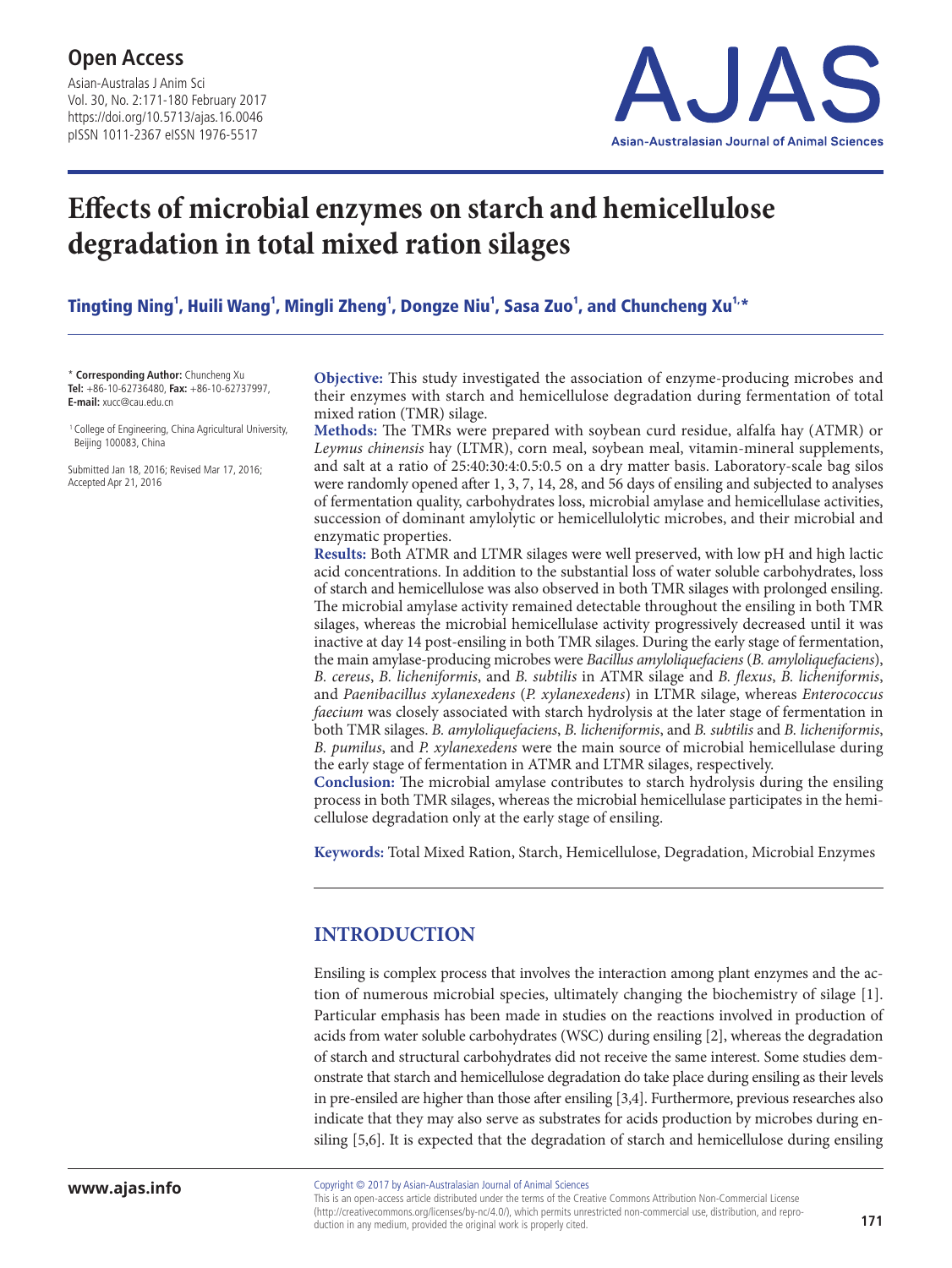**Open Access**

Asian-Australas J Anim Sci
Vol. 30, No. 2:171-180 February 2017
https://doi.org/10.5713/ajas.16.0046
pISSN 1011-2367 eISSN 1976-5517

# Effects of microbial enzymes on starch and hemicellulose degradation in total mixed ration silages

**Tingting Ning[1], Huili Wang[1], Mingli Zheng[1], Dongze Niu[1], Sasa Zuo[1], and Chuncheng Xu[1,*]**

\* **Corresponding Author:** Chuncheng Xu
**Tel:** +86-10-62736480, **Fax:** +86-10-62737997,
**E-mail:** xucc@cau.edu.cn

[1] College of Engineering, China Agricultural University, Beijing 100083, China

Submitted Jan 18, 2016; Revised Mar 17, 2016; Accepted Apr 21, 2016

**Objective:** This study investigated the association of enzyme-producing microbes and their enzymes with starch and hemicellulose degradation during fermentation of total mixed ration (TMR) silage.

**Methods:** The TMRs were prepared with soybean curd residue, alfalfa hay (ATMR) or *Leymus chinensis* hay (LTMR), corn meal, soybean meal, vitamin-mineral supplements, and salt at a ratio of 25:40:30:4:0.5:0.5 on a dry matter basis. Laboratory-scale bag silos were randomly opened after 1, 3, 7, 14, 28, and 56 days of ensiling and subjected to analyses of fermentation quality, carbohydrates loss, microbial amylase and hemicellulase activities, succession of dominant amylolytic or hemicellulolytic microbes, and their microbial and enzymatic properties.

**Results:** Both ATMR and LTMR silages were well preserved, with low pH and high lactic acid concentrations. In addition to the substantial loss of water soluble carbohydrates, loss of starch and hemicellulose was also observed in both TMR silages with prolonged ensiling. The microbial amylase activity remained detectable throughout the ensiling in both TMR silages, whereas the microbial hemicellulase activity progressively decreased until it was inactive at day 14 post-ensiling in both TMR silages. During the early stage of fermentation, the main amylase-producing microbes were *Bacillus amyloliquefaciens* (*B. amyloliquefaciens*), *B. cereus*, *B. licheniformis*, and *B. subtilis* in ATMR silage and *B. flexus*, *B. licheniformis*, and *Paenibacillus xylanexedens* (*P. xylanexedens*) in LTMR silage, whereas *Enterococcus faecium* was closely associated with starch hydrolysis at the later stage of fermentation in both TMR silages. *B. amyloliquefaciens*, *B. licheniformis*, and *B. subtilis* and *B. licheniformis*, *B. pumilus*, and *P. xylanexedens* were the main source of microbial hemicellulase during the early stage of fermentation in ATMR and LTMR silages, respectively.

**Conclusion:** The microbial amylase contributes to starch hydrolysis during the ensiling process in both TMR silages, whereas the microbial hemicellulase participates in the hemicellulose degradation only at the early stage of ensiling.

**Keywords:** Total Mixed Ration, Starch, Hemicellulose, Degradation, Microbial Enzymes

## INTRODUCTION

Ensiling is complex process that involves the interaction among plant enzymes and the action of numerous microbial species, ultimately changing the biochemistry of silage [1]. Particular emphasis has been made in studies on the reactions involved in production of acids from water soluble carbohydrates (WSC) during ensiling [2], whereas the degradation of starch and structural carbohydrates did not receive the same interest. Some studies demonstrate that starch and hemicellulose degradation do take place during ensiling as their levels in pre-ensiled are higher than those after ensiling [3,4]. Furthermore, previous researches also indicate that they may also serve as substrates for acids production by microbes during ensiling [5,6]. It is expected that the degradation of starch and hemicellulose during ensiling

Copyright © 2017 by Asian-Australasian Journal of Animal Sciences
This is an open-access article distributed under the terms of the Creative Commons Attribution Non-Commercial License (http://creativecommons.org/licenses/by-nc/4.0/), which permits unrestricted non-commercial use, distribution, and reproduction in any medium, provided the original work is properly cited.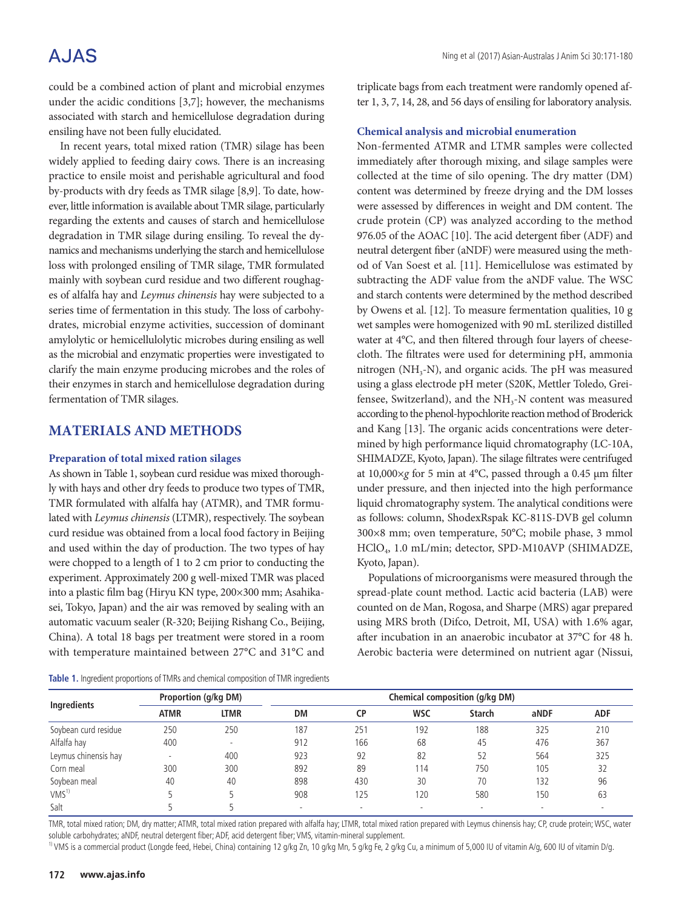could be a combined action of plant and microbial enzymes under the acidic conditions [3,7]; however, the mechanisms associated with starch and hemicellulose degradation during ensiling have not been fully elucidated.

In recent years, total mixed ration (TMR) silage has been widely applied to feeding dairy cows. There is an increasing practice to ensile moist and perishable agricultural and food by-products with dry feeds as TMR silage [8,9]. To date, however, little information is available about TMR silage, particularly regarding the extents and causes of starch and hemicellulose degradation in TMR silage during ensiling. To reveal the dynamics and mechanisms underlying the starch and hemicellulose loss with prolonged ensiling of TMR silage, TMR formulated mainly with soybean curd residue and two different roughages of alfalfa hay and *Leymus chinensis* hay were subjected to a series time of fermentation in this study. The loss of carbohydrates, microbial enzyme activities, succession of dominant amylolytic or hemicellulolytic microbes during ensiling as well as the microbial and enzymatic properties were investigated to clarify the main enzyme producing microbes and the roles of their enzymes in starch and hemicellulose degradation during fermentation of TMR silages.

## MATERIALS AND METHODS

### Preparation of total mixed ration silages

As shown in Table 1, soybean curd residue was mixed thoroughly with hays and other dry feeds to produce two types of TMR, TMR formulated with alfalfa hay (ATMR), and TMR formulated with *Leymus chinensis* (LTMR), respectively. The soybean curd residue was obtained from a local food factory in Beijing and used within the day of production. The two types of hay were chopped to a length of 1 to 2 cm prior to conducting the experiment. Approximately 200 g well-mixed TMR was placed into a plastic film bag (Hiryu KN type, 200×300 mm; Asahikasei, Tokyo, Japan) and the air was removed by sealing with an automatic vacuum sealer (R-320; Beijing Rishang Co., Beijing, China). A total 18 bags per treatment were stored in a room with temperature maintained between 27°C and 31°C and triplicate bags from each treatment were randomly opened after 1, 3, 7, 14, 28, and 56 days of ensiling for laboratory analysis.

### Chemical analysis and microbial enumeration

Non-fermented ATMR and LTMR samples were collected immediately after thorough mixing, and silage samples were collected at the time of silo opening. The dry matter (DM) content was determined by freeze drying and the DM losses were assessed by differences in weight and DM content. The crude protein (CP) was analyzed according to the method 976.05 of the AOAC [10]. The acid detergent fiber (ADF) and neutral detergent fiber (aNDF) were measured using the method of Van Soest et al. [11]. Hemicellulose was estimated by subtracting the ADF value from the aNDF value. The WSC and starch contents were determined by the method described by Owens et al. [12]. To measure fermentation qualities, 10 g wet samples were homogenized with 90 mL sterilized distilled water at 4°C, and then filtered through four layers of cheesecloth. The filtrates were used for determining pH, ammonia nitrogen ($NH_3$-N), and organic acids. The pH was measured using a glass electrode pH meter (S20K, Mettler Toledo, Greifensee, Switzerland), and the $NH_3$-N content was measured according to the phenol-hypochlorite reaction method of Broderick and Kang [13]. The organic acids concentrations were determined by high performance liquid chromatography (LC-10A, SHIMADZE, Kyoto, Japan). The silage filtrates were centrifuged at 10,000×*g* for 5 min at 4°C, passed through a 0.45 μm filter under pressure, and then injected into the high performance liquid chromatography system. The analytical conditions were as follows: column, ShodexRspak KC-811S-DVB gel column 300×8 mm; oven temperature, 50°C; mobile phase, 3 mmol $HClO_4$, 1.0 mL/min; detector, SPD-M10AVP (SHIMADZE, Kyoto, Japan).

Populations of microorganisms were measured through the spread-plate count method. Lactic acid bacteria (LAB) were counted on de Man, Rogosa, and Sharpe (MRS) agar prepared using MRS broth (Difco, Detroit, MI, USA) with 1.6% agar, after incubation in an anaerobic incubator at 37°C for 48 h. Aerobic bacteria were determined on nutrient agar (Nissui,

**Table 1.** Ingredient proportions of TMRs and chemical composition of TMR ingredients

| Ingredients | Proportion (g/kg DM) | | Chemical composition (g/kg DM) | | | | | |
|---|---|---|---|---|---|---|---|---|
| | ATMR | LTMR | DM | CP | WSC | Starch | aNDF | ADF |
| Soybean curd residue | 250 | 250 | 187 | 251 | 192 | 188 | 325 | 210 |
| Alfalfa hay | 400 | - | 912 | 166 | 68 | 45 | 476 | 367 |
| Leymus chinensis hay | - | 400 | 923 | 92 | 82 | 52 | 564 | 325 |
| Corn meal | 300 | 300 | 892 | 89 | 114 | 750 | 105 | 32 |
| Soybean meal | 40 | 40 | 898 | 430 | 30 | 70 | 132 | 96 |
| VMS[1)] | 5 | 5 | 908 | 125 | 120 | 580 | 150 | 63 |
| Salt | 5 | 5 | - | - | - | - | - | - |

TMR, total mixed ration; DM, dry matter; ATMR, total mixed ration prepared with alfalfa hay; LTMR, total mixed ration prepared with Leymus chinensis hay; CP, crude protein; WSC, water soluble carbohydrates; aNDF, neutral detergent fiber; ADF, acid detergent fiber; VMS, vitamin-mineral supplement.

[1)] VMS is a commercial product (Longde feed, Hebei, China) containing 12 g/kg Zn, 10 g/kg Mn, 5 g/kg Fe, 2 g/kg Cu, a minimum of 5,000 IU of vitamin A/g, 600 IU of vitamin D/g.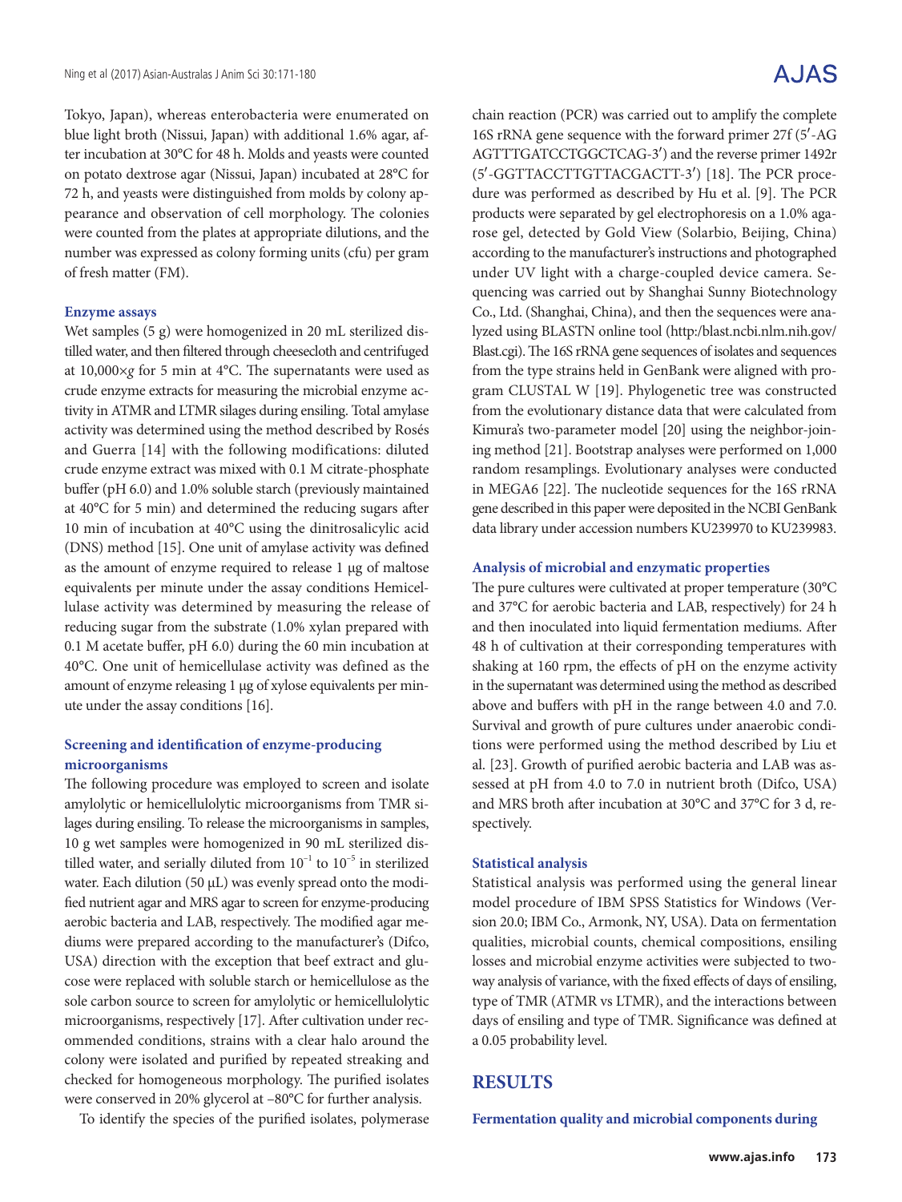Tokyo, Japan), whereas enterobacteria were enumerated on blue light broth (Nissui, Japan) with additional 1.6% agar, after incubation at 30°C for 48 h. Molds and yeasts were counted on potato dextrose agar (Nissui, Japan) incubated at 28°C for 72 h, and yeasts were distinguished from molds by colony appearance and observation of cell morphology. The colonies were counted from the plates at appropriate dilutions, and the number was expressed as colony forming units (cfu) per gram of fresh matter (FM).

### Enzyme assays

Wet samples (5 g) were homogenized in 20 mL sterilized distilled water, and then filtered through cheesecloth and centrifuged at 10,000×*g* for 5 min at 4°C. The supernatants were used as crude enzyme extracts for measuring the microbial enzyme activity in ATMR and LTMR silages during ensiling. Total amylase activity was determined using the method described by Rosés and Guerra [14] with the following modifications: diluted crude enzyme extract was mixed with 0.1 M citrate-phosphate buffer (pH 6.0) and 1.0% soluble starch (previously maintained at 40°C for 5 min) and determined the reducing sugars after 10 min of incubation at 40°C using the dinitrosalicylic acid (DNS) method [15]. One unit of amylase activity was defined as the amount of enzyme required to release 1 μg of maltose equivalents per minute under the assay conditions Hemicellulase activity was determined by measuring the release of reducing sugar from the substrate (1.0% xylan prepared with 0.1 M acetate buffer, pH 6.0) during the 60 min incubation at 40°C. One unit of hemicellulase activity was defined as the amount of enzyme releasing 1 μg of xylose equivalents per minute under the assay conditions [16].

### Screening and identification of enzyme-producing microorganisms

The following procedure was employed to screen and isolate amylolytic or hemicellulolytic microorganisms from TMR silages during ensiling. To release the microorganisms in samples, 10 g wet samples were homogenized in 90 mL sterilized distilled water, and serially diluted from $10^{-1}$ to $10^{-5}$ in sterilized water. Each dilution (50 μL) was evenly spread onto the modified nutrient agar and MRS agar to screen for enzyme-producing aerobic bacteria and LAB, respectively. The modified agar mediums were prepared according to the manufacturer's (Difco, USA) direction with the exception that beef extract and glucose were replaced with soluble starch or hemicellulose as the sole carbon source to screen for amylolytic or hemicellulolytic microorganisms, respectively [17]. After cultivation under recommended conditions, strains with a clear halo around the colony were isolated and purified by repeated streaking and checked for homogeneous morphology. The purified isolates were conserved in 20% glycerol at –80°C for further analysis.

To identify the species of the purified isolates, polymerase chain reaction (PCR) was carried out to amplify the complete 16S rRNA gene sequence with the forward primer 27f (5′-AGAGTTTGATCCTGGCTCAG-3′) and the reverse primer 1492r (5′-GGTTACCTTGTTACGACTT-3′) [18]. The PCR procedure was performed as described by Hu et al. [9]. The PCR products were separated by gel electrophoresis on a 1.0% agarose gel, detected by Gold View (Solarbio, Beijing, China) according to the manufacturer's instructions and photographed under UV light with a charge-coupled device camera. Sequencing was carried out by Shanghai Sunny Biotechnology Co., Ltd. (Shanghai, China), and then the sequences were analyzed using BLASTN online tool (http:/blast.ncbi.nlm.nih.gov/Blast.cgi). The 16S rRNA gene sequences of isolates and sequences from the type strains held in GenBank were aligned with program CLUSTAL W [19]. Phylogenetic tree was constructed from the evolutionary distance data that were calculated from Kimura's two-parameter model [20] using the neighbor-joining method [21]. Bootstrap analyses were performed on 1,000 random resamplings. Evolutionary analyses were conducted in MEGA6 [22]. The nucleotide sequences for the 16S rRNA gene described in this paper were deposited in the NCBI GenBank data library under accession numbers KU239970 to KU239983.

### Analysis of microbial and enzymatic properties

The pure cultures were cultivated at proper temperature (30°C and 37°C for aerobic bacteria and LAB, respectively) for 24 h and then inoculated into liquid fermentation mediums. After 48 h of cultivation at their corresponding temperatures with shaking at 160 rpm, the effects of pH on the enzyme activity in the supernatant was determined using the method as described above and buffers with pH in the range between 4.0 and 7.0. Survival and growth of pure cultures under anaerobic conditions were performed using the method described by Liu et al. [23]. Growth of purified aerobic bacteria and LAB was assessed at pH from 4.0 to 7.0 in nutrient broth (Difco, USA) and MRS broth after incubation at 30°C and 37°C for 3 d, respectively.

### Statistical analysis

Statistical analysis was performed using the general linear model procedure of IBM SPSS Statistics for Windows (Version 20.0; IBM Co., Armonk, NY, USA). Data on fermentation qualities, microbial counts, chemical compositions, ensiling losses and microbial enzyme activities were subjected to two-way analysis of variance, with the fixed effects of days of ensiling, type of TMR (ATMR vs LTMR), and the interactions between days of ensiling and type of TMR. Significance was defined at a 0.05 probability level.

## RESULTS

### Fermentation quality and microbial components during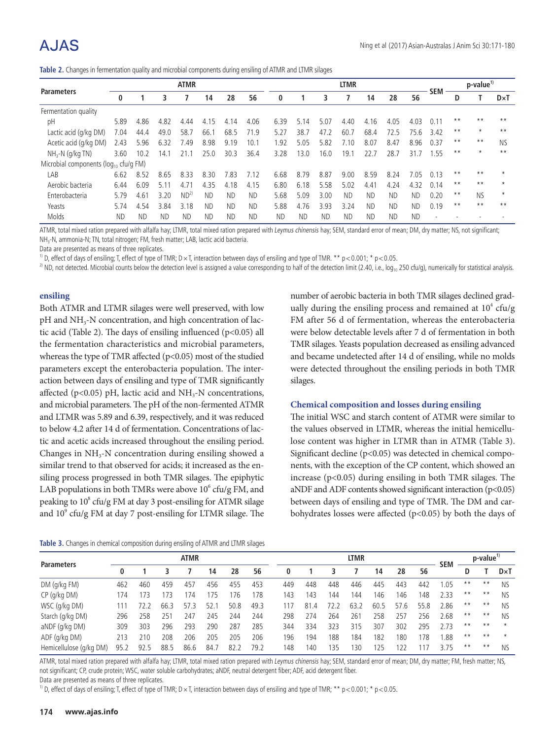**Table 2.** Changes in fermentation quality and microbial components during ensiling of ATMR and LTMR silages

| Parameters | ATMR | | | | | | | LTMR | | | | | | | SEM | p-value[1)] | | |
|---|---|---|---|---|---|---|---|---|---|---|---|---|---|---|---|---|---|---|
| | 0 | 1 | 3 | 7 | 14 | 28 | 56 | 0 | 1 | 3 | 7 | 14 | 28 | 56 | | D | T | D×T |
| Fermentation quality | | | | | | | | | | | | | | | | | | |
| pH | 5.89 | 4.86 | 4.82 | 4.44 | 4.15 | 4.14 | 4.06 | 6.39 | 5.14 | 5.07 | 4.40 | 4.16 | 4.05 | 4.03 | 0.11 | ** | ** | ** |
| Lactic acid (g/kg DM) | 7.04 | 44.4 | 49.0 | 58.7 | 66.1 | 68.5 | 71.9 | 5.27 | 38.7 | 47.2 | 60.7 | 68.4 | 72.5 | 75.6 | 3.42 | ** | * | ** |
| Acetic acid (g/kg DM) | 2.43 | 5.96 | 6.32 | 7.49 | 8.98 | 9.19 | 10.1 | 1.92 | 5.05 | 5.82 | 7.10 | 8.07 | 8.47 | 8.96 | 0.37 | ** | ** | NS |
| $NH_3$-N (g/kg TN) | 3.60 | 10.2 | 14.1 | 21.1 | 25.0 | 30.3 | 36.4 | 3.28 | 13.0 | 16.0 | 19.1 | 22.7 | 28.7 | 31.7 | 1.55 | ** | * | ** |
| Microbial components ($\log_{10}$ cfu/g FM) | | | | | | | | | | | | | | | | | | |
| LAB | 6.62 | 8.52 | 8.65 | 8.33 | 8.30 | 7.83 | 7.12 | 6.68 | 8.79 | 8.87 | 9.00 | 8.59 | 8.24 | 7.05 | 0.13 | ** | ** | * |
| Aerobic bacteria | 6.44 | 6.09 | 5.11 | 4.71 | 4.35 | 4.18 | 4.15 | 6.80 | 6.18 | 5.58 | 5.02 | 4.41 | 4.24 | 4.32 | 0.14 | ** | ** | * |
| Enterobacteria | 5.79 | 4.61 | 3.20 | ND[2)] | ND | ND | ND | 5.68 | 5.09 | 3.00 | ND | ND | ND | ND | 0.20 | ** | NS | * |
| Yeasts | 5.74 | 4.54 | 3.84 | 3.18 | ND | ND | ND | 5.88 | 4.76 | 3.93 | 3.24 | ND | ND | ND | 0.19 | ** | ** | ** |
| Molds | ND | ND | ND | ND | ND | ND | ND | ND | ND | ND | ND | ND | ND | ND | - | - | - | - |

ATMR, total mixed ration prepared with alfalfa hay; LTMR, total mixed ration prepared with *Leymus chinensis* hay; SEM, standard error of mean; DM, dry matter; NS, not significant; $NH_3$-N, ammonia-N; TN, total nitrogen; FM, fresh matter; LAB, lactic acid bacteria.

Data are presented as means of three replicates.

[1)] D, effect of days of ensiling; T, effect of type of TMR; D × T, interaction between days of ensiling and type of TMR. ** p < 0.001; * p < 0.05.

[2)] ND, not detected. Microbial counts below the detection level is assigned a value corresponding to half of the detection limit (2.40, i.e., $\log_{10}$ 250 cfu/g), numerically for statistical analysis.

**ensiling**

Both ATMR and LTMR silages were well preserved, with low pH and $NH_3$-N concentration, and high concentration of lactic acid (Table 2). The days of ensiling influenced ($p<0.05$) all the fermentation characteristics and microbial parameters, whereas the type of TMR affected ($p<0.05$) most of the studied parameters except the enterobacteria population. The interaction between days of ensiling and type of TMR significantly affected ($p<0.05$) pH, lactic acid and $NH_3$-N concentrations, and microbial parameters. The pH of the non-fermented ATMR and LTMR was 5.89 and 6.39, respectively, and it was reduced to below 4.2 after 14 d of fermentation. Concentrations of lactic and acetic acids increased throughout the ensiling period. Changes in $NH_3$-N concentration during ensiling showed a similar trend to that observed for acids; it increased as the ensiling process progressed in both TMR silages. The epiphytic LAB populations in both TMRs were above $10^6$ cfu/g FM, and peaking to $10^8$ cfu/g FM at day 3 post-ensiling for ATMR silage and $10^9$ cfu/g FM at day 7 post-ensiling for LTMR silage. The number of aerobic bacteria in both TMR silages declined gradually during the ensiling process and remained at $10^4$ cfu/g FM after 56 d of fermentation, whereas the enterobacteria were below detectable levels after 7 d of fermentation in both TMR silages. Yeasts population decreased as ensiling advanced and became undetected after 14 d of ensiling, while no molds were detected throughout the ensiling periods in both TMR silages.

**Chemical composition and losses during ensiling**

The initial WSC and starch content of ATMR were similar to the values observed in LTMR, whereas the initial hemicellulose content was higher in LTMR than in ATMR (Table 3). Significant decline ($p<0.05$) was detected in chemical components, with the exception of the CP content, which showed an increase ($p<0.05$) during ensiling in both TMR silages. The aNDF and ADF contents showed significant interaction ($p<0.05$) between days of ensiling and type of TMR. The DM and carbohydrates losses were affected ($p<0.05$) by both the days of

**Table 3.** Changes in chemical composition during ensiling of ATMR and LTMR silages

| Parameters | ATMR | | | | | | | LTMR | | | | | | | SEM | p-value[1)] | | |
|---|---|---|---|---|---|---|---|---|---|---|---|---|---|---|---|---|---|---|
| | 0 | 1 | 3 | 7 | 14 | 28 | 56 | 0 | 1 | 3 | 7 | 14 | 28 | 56 | | D | T | D×T |
| DM (g/kg FM) | 462 | 460 | 459 | 457 | 456 | 455 | 453 | 449 | 448 | 448 | 446 | 445 | 443 | 442 | 1.05 | ** | ** | NS |
| CP (g/kg DM) | 174 | 173 | 173 | 174 | 175 | 176 | 178 | 143 | 143 | 144 | 144 | 146 | 146 | 148 | 2.33 | ** | ** | NS |
| WSC (g/kg DM) | 111 | 72.2 | 66.3 | 57.3 | 52.1 | 50.8 | 49.3 | 117 | 81.4 | 72.2 | 63.2 | 60.5 | 57.6 | 55.8 | 2.86 | ** | ** | NS |
| Starch (g/kg DM) | 296 | 258 | 251 | 247 | 245 | 244 | 244 | 298 | 274 | 264 | 261 | 258 | 257 | 256 | 2.68 | ** | ** | NS |
| aNDF (g/kg DM) | 309 | 303 | 296 | 293 | 290 | 287 | 285 | 344 | 334 | 323 | 315 | 307 | 302 | 295 | 2.73 | ** | ** | * |
| ADF (g/kg DM) | 213 | 210 | 208 | 206 | 205 | 205 | 206 | 196 | 194 | 188 | 184 | 182 | 180 | 178 | 1.88 | ** | ** | * |
| Hemicellulose (g/kg DM) | 95.2 | 92.5 | 88.5 | 86.6 | 84.7 | 82.2 | 79.2 | 148 | 140 | 135 | 130 | 125 | 122 | 117 | 3.75 | ** | ** | NS |

ATMR, total mixed ration prepared with alfalfa hay; LTMR, total mixed ration prepared with *Leymus chinensis* hay; SEM, standard error of mean; DM, dry matter; FM, fresh matter; NS, not significant; CP, crude protein; WSC, water soluble carbohydrates; aNDF, neutral detergent fiber; ADF, acid detergent fiber.

Data are presented as means of three replicates.

[1)] D, effect of days of ensiling; T, effect of type of TMR; D × T, interaction between days of ensiling and type of TMR; ** p < 0.001; * p < 0.05.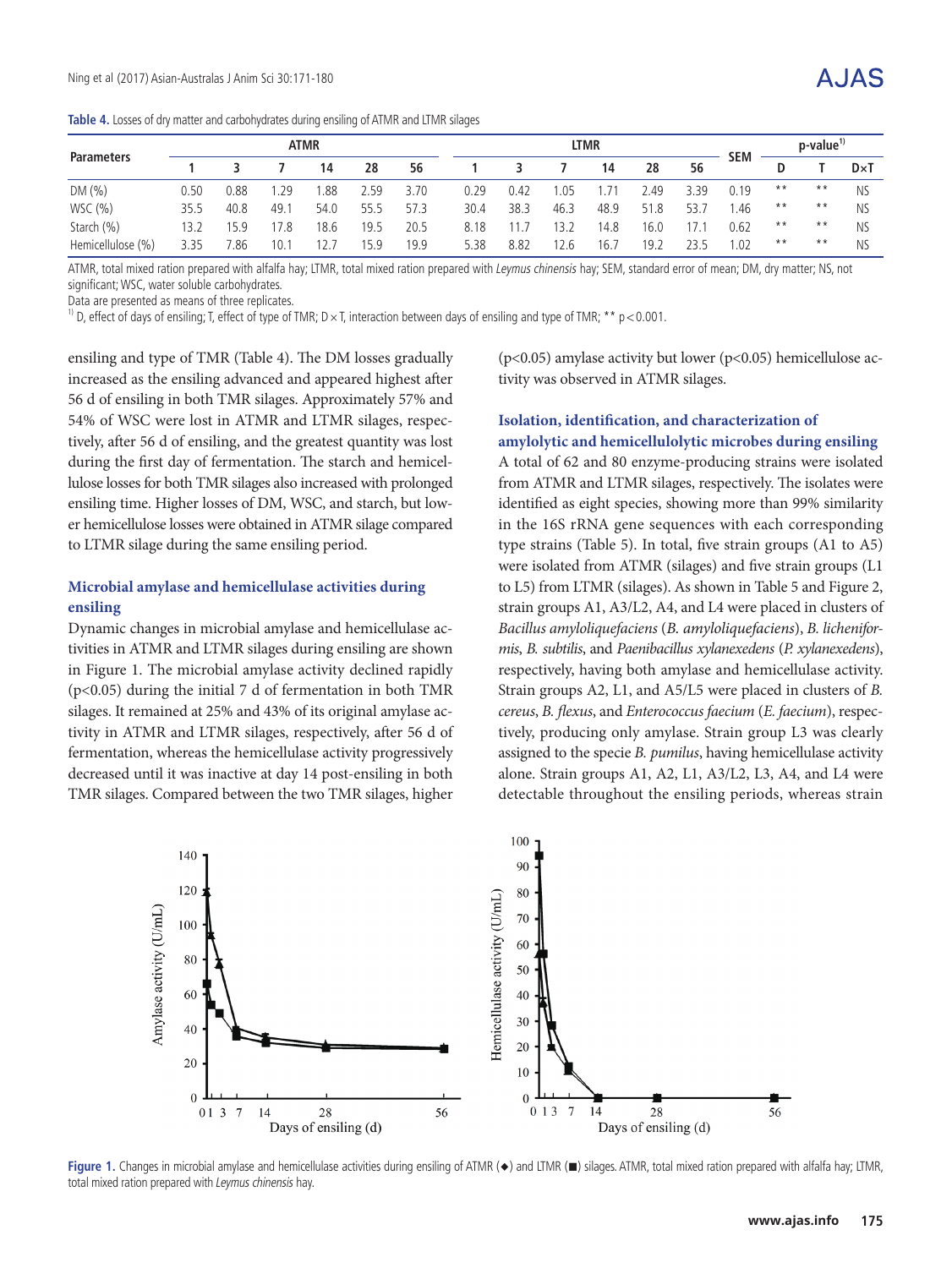**Table 4.** Losses of dry matter and carbohydrates during ensiling of ATMR and LTMR silages

| Parameters | ATMR | | | | | | LTMR | | | | | | SEM | p-value[1)] | | |
|---|---|---|---|---|---|---|---|---|---|---|---|---|---|---|---|---|
| | 1 | 3 | 7 | 14 | 28 | 56 | 1 | 3 | 7 | 14 | 28 | 56 | | D | T | D×T |
| DM (%) | 0.50 | 0.88 | 1.29 | 1.88 | 2.59 | 3.70 | 0.29 | 0.42 | 1.05 | 1.71 | 2.49 | 3.39 | 0.19 | ** | ** | NS |
| WSC (%) | 35.5 | 40.8 | 49.1 | 54.0 | 55.5 | 57.3 | 30.4 | 38.3 | 46.3 | 48.9 | 51.8 | 53.7 | 1.46 | ** | ** | NS |
| Starch (%) | 13.2 | 15.9 | 17.8 | 18.6 | 19.5 | 20.5 | 8.18 | 11.7 | 13.2 | 14.8 | 16.0 | 17.1 | 0.62 | ** | ** | NS |
| Hemicellulose (%) | 3.35 | 7.86 | 10.1 | 12.7 | 15.9 | 19.9 | 5.38 | 8.82 | 12.6 | 16.7 | 19.2 | 23.5 | 1.02 | ** | ** | NS |

ATMR, total mixed ration prepared with alfalfa hay; LTMR, total mixed ration prepared with *Leymus chinensis* hay; SEM, standard error of mean; DM, dry matter; NS, not significant; WSC, water soluble carbohydrates.
Data are presented as means of three replicates.
[1)] D, effect of days of ensiling; T, effect of type of TMR; D×T, interaction between days of ensiling and type of TMR; ** $p<0.001$.

ensiling and type of TMR (Table 4). The DM losses gradually increased as the ensiling advanced and appeared highest after 56 d of ensiling in both TMR silages. Approximately 57% and 54% of WSC were lost in ATMR and LTMR silages, respectively, after 56 d of ensiling, and the greatest quantity was lost during the first day of fermentation. The starch and hemicellulose losses for both TMR silages also increased with prolonged ensiling time. Higher losses of DM, WSC, and starch, but lower hemicellulose losses were obtained in ATMR silage compared to LTMR silage during the same ensiling period.

### Microbial amylase and hemicellulase activities during ensiling

Dynamic changes in microbial amylase and hemicellulase activities in ATMR and LTMR silages during ensiling are shown in Figure 1. The microbial amylase activity declined rapidly ($p<0.05$) during the initial 7 d of fermentation in both TMR silages. It remained at 25% and 43% of its original amylase activity in ATMR and LTMR silages, respectively, after 56 d of fermentation, whereas the hemicellulase activity progressively decreased until it was inactive at day 14 post-ensiling in both TMR silages. Compared between the two TMR silages, higher ($p<0.05$) amylase activity but lower ($p<0.05$) hemicellulose activity was observed in ATMR silages.

### Isolation, identification, and characterization of amylolytic and hemicellulolytic microbes during ensiling

A total of 62 and 80 enzyme-producing strains were isolated from ATMR and LTMR silages, respectively. The isolates were identified as eight species, showing more than 99% similarity in the 16S rRNA gene sequences with each corresponding type strains (Table 5). In total, five strain groups (A1 to A5) were isolated from ATMR (silages) and five strain groups (L1 to L5) from LTMR (silages). As shown in Table 5 and Figure 2, strain groups A1, A3/L2, A4, and L4 were placed in clusters of *Bacillus amyloliquefaciens* (*B. amyloliquefaciens*), *B. licheniformis*, *B. subtilis*, and *Paenibacillus xylanexedens* (*P. xylanexedens*), respectively, having both amylase and hemicellulase activity. Strain groups A2, L1, and A5/L5 were placed in clusters of *B. cereus*, *B. flexus*, and *Enterococcus faecium* (*E. faecium*), respectively, producing only amylase. Strain group L3 was clearly assigned to the specie *B. pumilus*, having hemicellulase activity alone. Strain groups A1, A2, L1, A3/L2, L3, A4, and L4 were detectable throughout the ensiling periods, whereas strain

**Figure 1.** Changes in microbial amylase and hemicellulase activities during ensiling of ATMR (◆) and LTMR (■) silages. ATMR, total mixed ration prepared with alfalfa hay; LTMR, total mixed ration prepared with *Leymus chinensis* hay.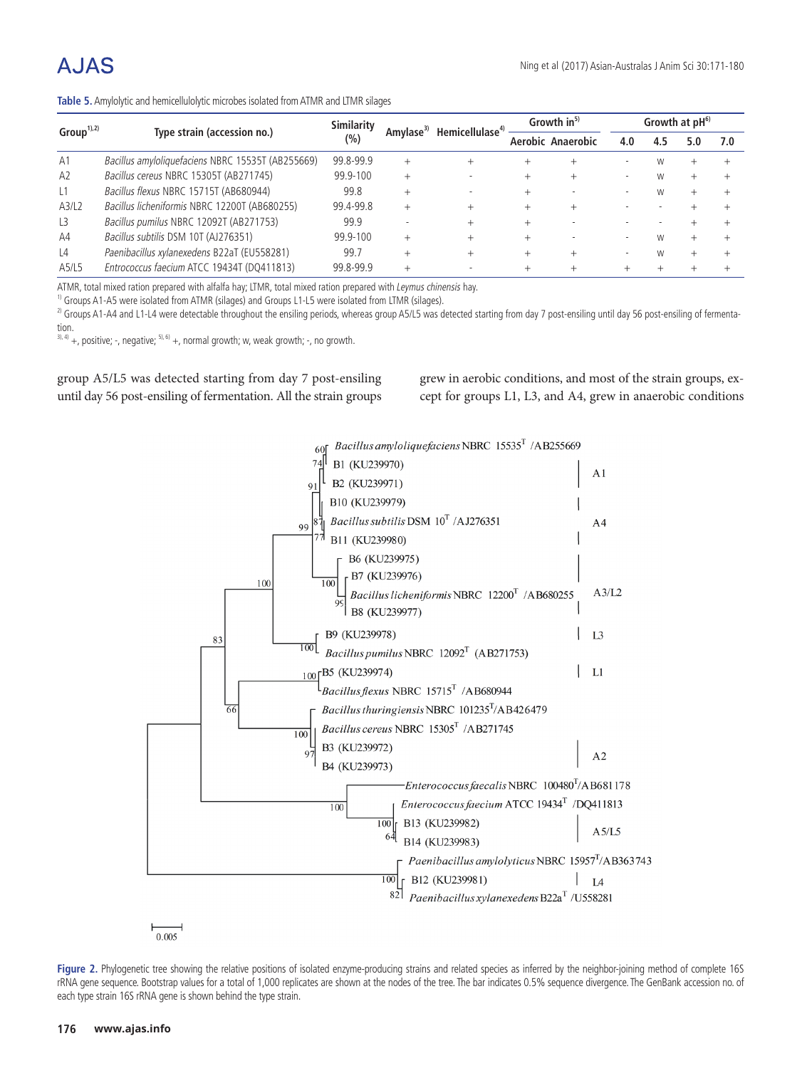**Table 5.** Amylolytic and hemicellulolytic microbes isolated from ATMR and LTMR silages

| Group[1),2)] | Type strain (accession no.) | Similarity (%) | Amylase[3)] | Hemicellulase[4)] | Growth in[5)] | | Growth at pH[6)] | | | |
|---|---|---|---|---|---|---|---|---|---|---|
| | | | | | Aerobic | Anaerobic | 4.0 | 4.5 | 5.0 | 7.0 |
| A1 | *Bacillus amyloliquefaciens* NBRC 15535T (AB255669) | 99.8-99.9 | + | + | + | + | - | w | + | + |
| A2 | *Bacillus cereus* NBRC 15305T (AB271745) | 99.9-100 | + | - | + | + | - | w | + | + |
| L1 | *Bacillus flexus* NBRC 15715T (AB680944) | 99.8 | + | - | + | - | - | w | + | + |
| A3/L2 | *Bacillus licheniformis* NBRC 12200T (AB680255) | 99.4-99.8 | + | + | + | + | - | - | + | + |
| L3 | *Bacillus pumilus* NBRC 12092T (AB271753) | 99.9 | - | + | + | - | - | - | + | + |
| A4 | *Bacillus subtilis* DSM 10T (AJ276351) | 99.9-100 | + | + | + | - | - | w | + | + |
| L4 | *Paenibacillus xylanexedens* B22aT (EU558281) | 99.7 | + | + | + | + | - | w | + | + |
| A5/L5 | *Entrococcus faecium* ATCC 19434T (DQ411813) | 99.8-99.9 | + | - | + | + | + | + | + | + |

ATMR, total mixed ration prepared with alfalfa hay; LTMR, total mixed ration prepared with *Leymus chinensis* hay.
[1)] Groups A1-A5 were isolated from ATMR (silages) and Groups L1-L5 were isolated from LTMR (silages).
[2)] Groups A1-A4 and L1-L4 were detectable throughout the ensiling periods, whereas group A5/L5 was detected starting from day 7 post-ensiling until day 56 post-ensiling of fermentation.
[3), 4)] +, positive; -, negative; [5), 6)] +, normal growth; w, weak growth; -, no growth.

group A5/L5 was detected starting from day 7 post-ensiling until day 56 post-ensiling of fermentation. All the strain groups grew in aerobic conditions, and most of the strain groups, except for groups L1, L3, and A4, grew in anaerobic conditions

**Figure 2.** Phylogenetic tree showing the relative positions of isolated enzyme-producing strains and related species as inferred by the neighbor-joining method of complete 16S rRNA gene sequence. Bootstrap values for a total of 1,000 replicates are shown at the nodes of the tree. The bar indicates 0.5% sequence divergence. The GenBank accession no. of each type strain 16S rRNA gene is shown behind the type strain.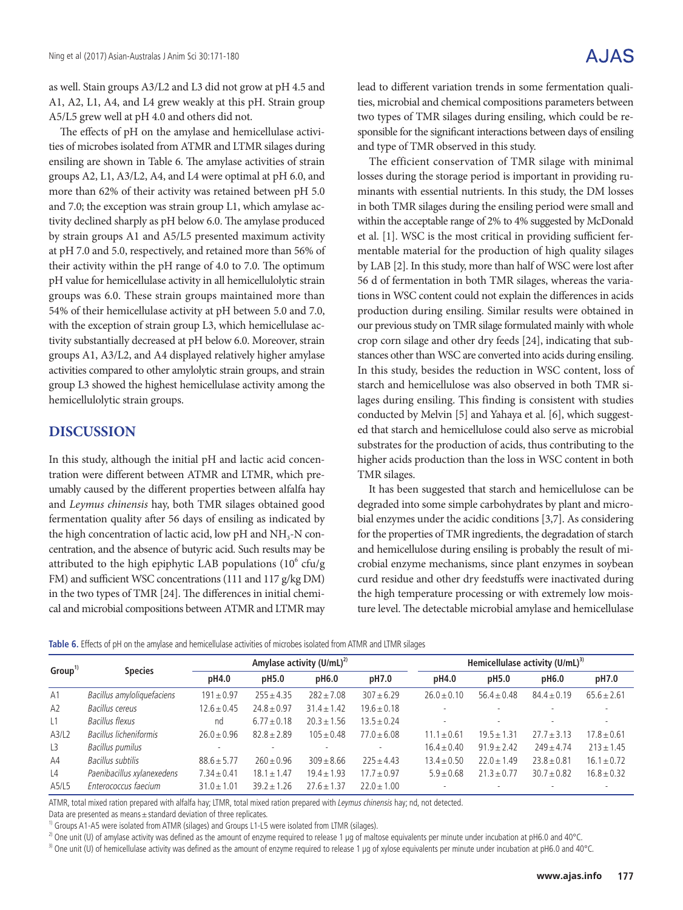as well. Stain groups A3/L2 and L3 did not grow at pH 4.5 and A1, A2, L1, A4, and L4 grew weakly at this pH. Strain group A5/L5 grew well at pH 4.0 and others did not.

The effects of pH on the amylase and hemicellulase activities of microbes isolated from ATMR and LTMR silages during ensiling are shown in Table 6. The amylase activities of strain groups A2, L1, A3/L2, A4, and L4 were optimal at pH 6.0, and more than 62% of their activity was retained between pH 5.0 and 7.0; the exception was strain group L1, which amylase activity declined sharply as pH below 6.0. The amylase produced by strain groups A1 and A5/L5 presented maximum activity at pH 7.0 and 5.0, respectively, and retained more than 56% of their activity within the pH range of 4.0 to 7.0. The optimum pH value for hemicellulase activity in all hemicellulolytic strain groups was 6.0. These strain groups maintained more than 54% of their hemicellulase activity at pH between 5.0 and 7.0, with the exception of strain group L3, which hemicellulase activity substantially decreased at pH below 6.0. Moreover, strain groups A1, A3/L2, and A4 displayed relatively higher amylase activities compared to other amylolytic strain groups, and strain group L3 showed the highest hemicellulase activity among the hemicellulolytic strain groups.

## DISCUSSION

In this study, although the initial pH and lactic acid concentration were different between ATMR and LTMR, which preumably caused by the different properties between alfalfa hay and *Leymus chinensis* hay, both TMR silages obtained good fermentation quality after 56 days of ensiling as indicated by the high concentration of lactic acid, low pH and $NH_3$-N concentration, and the absence of butyric acid. Such results may be attributed to the high epiphytic LAB populations ($10^6$ cfu/g FM) and sufficient WSC concentrations (111 and 117 g/kg DM) in the two types of TMR [24]. The differences in initial chemical and microbial compositions between ATMR and LTMR may lead to different variation trends in some fermentation qualities, microbial and chemical compositions parameters between two types of TMR silages during ensiling, which could be responsible for the significant interactions between days of ensiling and type of TMR observed in this study.

The efficient conservation of TMR silage with minimal losses during the storage period is important in providing ruminants with essential nutrients. In this study, the DM losses in both TMR silages during the ensiling period were small and within the acceptable range of 2% to 4% suggested by McDonald et al. [1]. WSC is the most critical in providing sufficient fermentable material for the production of high quality silages by LAB [2]. In this study, more than half of WSC were lost after 56 d of fermentation in both TMR silages, whereas the variations in WSC content could not explain the differences in acids production during ensiling. Similar results were obtained in our previous study on TMR silage formulated mainly with whole crop corn silage and other dry feeds [24], indicating that substances other than WSC are converted into acids during ensiling. In this study, besides the reduction in WSC content, loss of starch and hemicellulose was also observed in both TMR silages during ensiling. This finding is consistent with studies conducted by Melvin [5] and Yahaya et al. [6], which suggested that starch and hemicellulose could also serve as microbial substrates for the production of acids, thus contributing to the higher acids production than the loss in WSC content in both TMR silages.

It has been suggested that starch and hemicellulose can be degraded into some simple carbohydrates by plant and microbial enzymes under the acidic conditions [3,7]. As considering for the properties of TMR ingredients, the degradation of starch and hemicellulose during ensiling is probably the result of microbial enzyme mechanisms, since plant enzymes in soybean curd residue and other dry feedstuffs were inactivated during the high temperature processing or with extremely low moisture level. The detectable microbial amylase and hemicellulase

**Table 6.** Effects of pH on the amylase and hemicellulase activities of microbes isolated from ATMR and LTMR silages

| Group[1)] | Species | Amylase activity (U/mL)[2)] | | | | Hemicellulase activity (U/mL)[3)] | | | |
|---|---|---|---|---|---|---|---|---|---|
| | | pH4.0 | pH5.0 | pH6.0 | pH7.0 | pH4.0 | pH5.0 | pH6.0 | pH7.0 |
| A1 | *Bacillus amyloliquefaciens* | 191 ± 0.97 | 255 ± 4.35 | 282 ± 7.08 | 307 ± 6.29 | 26.0 ± 0.10 | 56.4 ± 0.48 | 84.4 ± 0.19 | 65.6 ± 2.61 |
| A2 | *Bacillus cereus* | 12.6 ± 0.45 | 24.8 ± 0.97 | 31.4 ± 1.42 | 19.6 ± 0.18 | - | - | - | - |
| L1 | *Bacillus flexus* | nd | 6.77 ± 0.18 | 20.3 ± 1.56 | 13.5 ± 0.24 | - | - | - | - |
| A3/L2 | *Bacillus licheniformis* | 26.0 ± 0.96 | 82.8 ± 2.89 | 105 ± 0.48 | 77.0 ± 6.08 | 11.1 ± 0.61 | 19.5 ± 1.31 | 27.7 ± 3.13 | 17.8 ± 0.61 |
| L3 | *Bacillus pumilus* | - | - | - | - | 16.4 ± 0.40 | 91.9 ± 2.42 | 249 ± 4.74 | 213 ± 1.45 |
| A4 | *Bacillus subtilis* | 88.6 ± 5.77 | 260 ± 0.96 | 309 ± 8.66 | 225 ± 4.43 | 13.4 ± 0.50 | 22.0 ± 1.49 | 23.8 ± 0.81 | 16.1 ± 0.72 |
| L4 | *Paenibacillus xylanexedens* | 7.34 ± 0.41 | 18.1 ± 1.47 | 19.4 ± 1.93 | 17.7 ± 0.97 | 5.9 ± 0.68 | 21.3 ± 0.77 | 30.7 ± 0.82 | 16.8 ± 0.32 |
| A5/L5 | *Enterococcus faecium* | 31.0 ± 1.01 | 39.2 ± 1.26 | 27.6 ± 1.37 | 22.0 ± 1.00 | - | - | - | - |

ATMR, total mixed ration prepared with alfalfa hay; LTMR, total mixed ration prepared with *Leymus chinensis* hay; nd, not detected.

Data are presented as means ± standard deviation of three replicates.

1) Groups A1-A5 were isolated from ATMR (silages) and Groups L1-L5 were isolated from LTMR (silages).

2) One unit (U) of amylase activity was defined as the amount of enzyme required to release 1 μg of maltose equivalents per minute under incubation at pH6.0 and 40°C.

3) One unit (U) of hemicellulase activity was defined as the amount of enzyme required to release 1 μg of xylose equivalents per minute under incubation at pH6.0 and 40°C.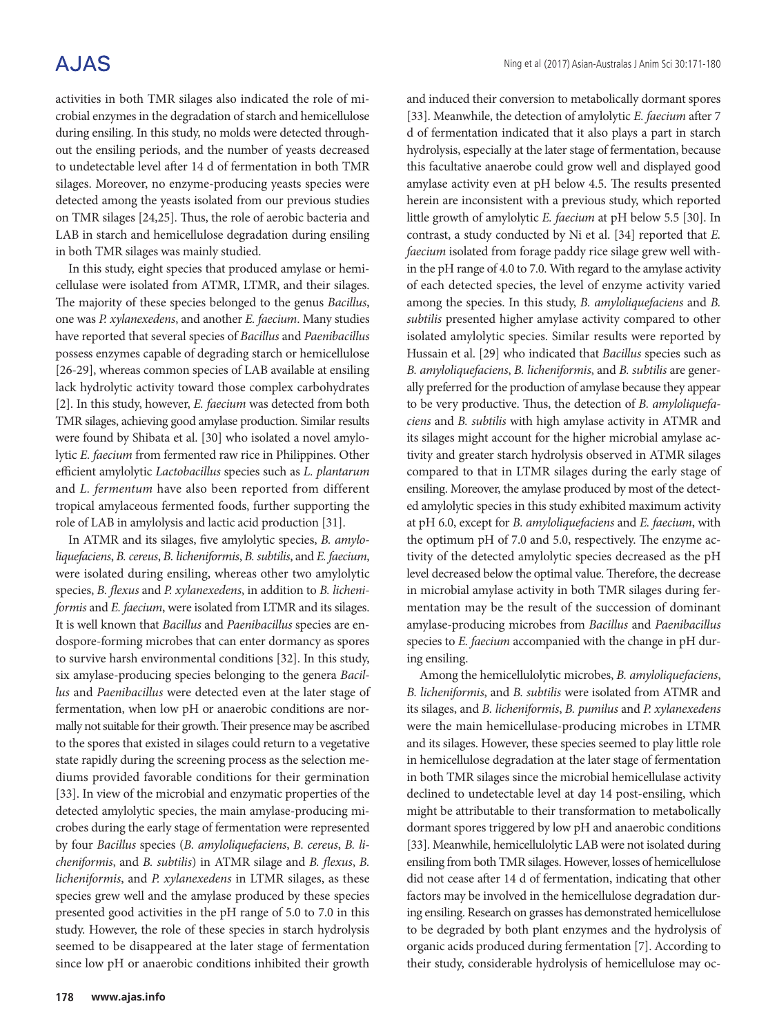activities in both TMR silages also indicated the role of microbial enzymes in the degradation of starch and hemicellulose during ensiling. In this study, no molds were detected throughout the ensiling periods, and the number of yeasts decreased to undetectable level after 14 d of fermentation in both TMR silages. Moreover, no enzyme-producing yeasts species were detected among the yeasts isolated from our previous studies on TMR silages [24,25]. Thus, the role of aerobic bacteria and LAB in starch and hemicellulose degradation during ensiling in both TMR silages was mainly studied.

In this study, eight species that produced amylase or hemicellulase were isolated from ATMR, LTMR, and their silages. The majority of these species belonged to the genus *Bacillus*, one was *P. xylanexedens*, and another *E. faecium*. Many studies have reported that several species of *Bacillus* and *Paenibacillus* possess enzymes capable of degrading starch or hemicellulose [26-29], whereas common species of LAB available at ensiling lack hydrolytic activity toward those complex carbohydrates [2]. In this study, however, *E. faecium* was detected from both TMR silages, achieving good amylase production. Similar results were found by Shibata et al. [30] who isolated a novel amylolytic *E. faecium* from fermented raw rice in Philippines. Other efficient amylolytic *Lactobacillus* species such as *L. plantarum* and *L. fermentum* have also been reported from different tropical amylaceous fermented foods, further supporting the role of LAB in amylolysis and lactic acid production [31].

In ATMR and its silages, five amylolytic species, *B. amyloliquefaciens*, *B. cereus*, *B. licheniformis*, *B. subtilis*, and *E. faecium*, were isolated during ensiling, whereas other two amylolytic species, *B. flexus* and *P. xylanexedens*, in addition to *B. licheniformis* and *E. faecium*, were isolated from LTMR and its silages. It is well known that *Bacillus* and *Paenibacillus* species are endospore-forming microbes that can enter dormancy as spores to survive harsh environmental conditions [32]. In this study, six amylase-producing species belonging to the genera *Bacillus* and *Paenibacillus* were detected even at the later stage of fermentation, when low pH or anaerobic conditions are normally not suitable for their growth. Their presence may be ascribed to the spores that existed in silages could return to a vegetative state rapidly during the screening process as the selection mediums provided favorable conditions for their germination [33]. In view of the microbial and enzymatic properties of the detected amylolytic species, the main amylase-producing microbes during the early stage of fermentation were represented by four *Bacillus* species (*B. amyloliquefaciens*, *B. cereus*, *B. licheniformis*, and *B. subtilis*) in ATMR silage and *B. flexus*, *B. licheniformis*, and *P. xylanexedens* in LTMR silages, as these species grew well and the amylase produced by these species presented good activities in the pH range of 5.0 to 7.0 in this study. However, the role of these species in starch hydrolysis seemed to be disappeared at the later stage of fermentation since low pH or anaerobic conditions inhibited their growth and induced their conversion to metabolically dormant spores [33]. Meanwhile, the detection of amylolytic *E. faecium* after 7 d of fermentation indicated that it also plays a part in starch hydrolysis, especially at the later stage of fermentation, because this facultative anaerobe could grow well and displayed good amylase activity even at pH below 4.5. The results presented herein are inconsistent with a previous study, which reported little growth of amylolytic *E. faecium* at pH below 5.5 [30]. In contrast, a study conducted by Ni et al. [34] reported that *E. faecium* isolated from forage paddy rice silage grew well within the pH range of 4.0 to 7.0. With regard to the amylase activity of each detected species, the level of enzyme activity varied among the species. In this study, *B. amyloliquefaciens* and *B. subtilis* presented higher amylase activity compared to other isolated amylolytic species. Similar results were reported by Hussain et al. [29] who indicated that *Bacillus* species such as *B. amyloliquefaciens*, *B. licheniformis*, and *B. subtilis* are generally preferred for the production of amylase because they appear to be very productive. Thus, the detection of *B. amyloliquefaciens* and *B. subtilis* with high amylase activity in ATMR and its silages might account for the higher microbial amylase activity and greater starch hydrolysis observed in ATMR silages compared to that in LTMR silages during the early stage of ensiling. Moreover, the amylase produced by most of the detected amylolytic species in this study exhibited maximum activity at pH 6.0, except for *B. amyloliquefaciens* and *E. faecium*, with the optimum pH of 7.0 and 5.0, respectively. The enzyme activity of the detected amylolytic species decreased as the pH level decreased below the optimal value. Therefore, the decrease in microbial amylase activity in both TMR silages during fermentation may be the result of the succession of dominant amylase-producing microbes from *Bacillus* and *Paenibacillus* species to *E. faecium* accompanied with the change in pH during ensiling.

Among the hemicellulolytic microbes, *B. amyloliquefaciens*, *B. licheniformis*, and *B. subtilis* were isolated from ATMR and its silages, and *B. licheniformis*, *B. pumilus* and *P. xylanexedens* were the main hemicellulase-producing microbes in LTMR and its silages. However, these species seemed to play little role in hemicellulose degradation at the later stage of fermentation in both TMR silages since the microbial hemicellulase activity declined to undetectable level at day 14 post-ensiling, which might be attributable to their transformation to metabolically dormant spores triggered by low pH and anaerobic conditions [33]. Meanwhile, hemicellulolytic LAB were not isolated during ensiling from both TMR silages. However, losses of hemicellulose did not cease after 14 d of fermentation, indicating that other factors may be involved in the hemicellulose degradation during ensiling. Research on grasses has demonstrated hemicellulose to be degraded by both plant enzymes and the hydrolysis of organic acids produced during fermentation [7]. According to their study, considerable hydrolysis of hemicellulose may oc-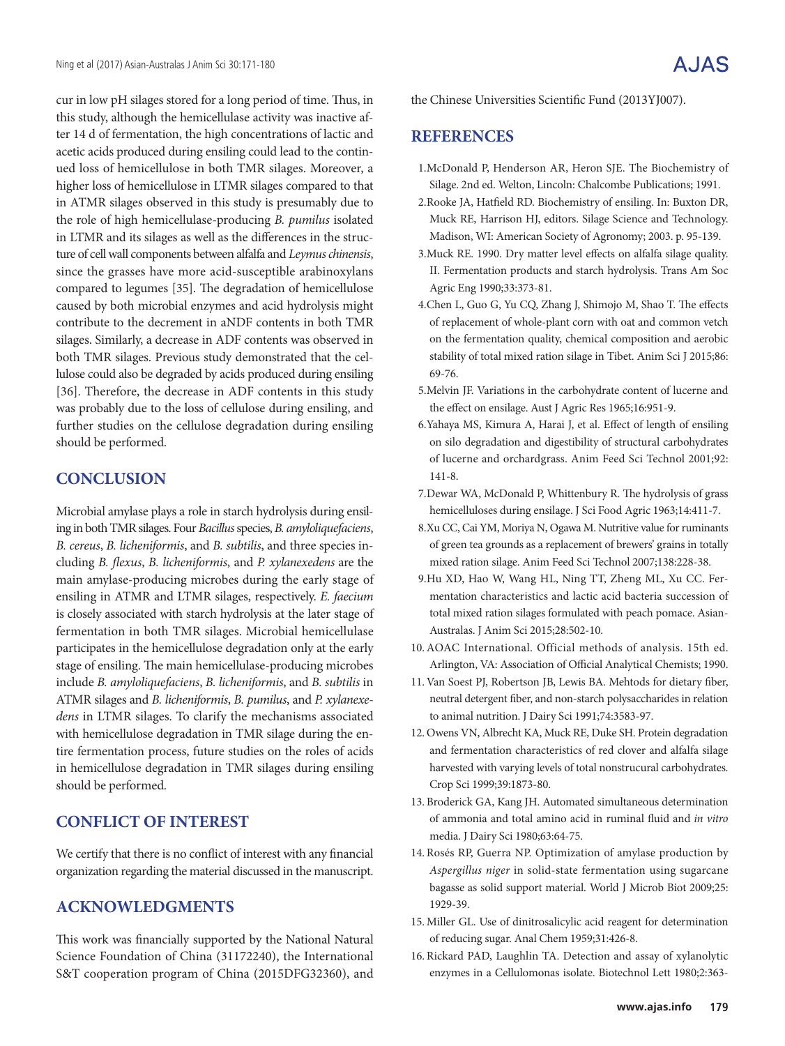cur in low pH silages stored for a long period of time. Thus, in this study, although the hemicellulase activity was inactive after 14 d of fermentation, the high concentrations of lactic and acetic acids produced during ensiling could lead to the continued loss of hemicellulose in both TMR silages. Moreover, a higher loss of hemicellulose in LTMR silages compared to that in ATMR silages observed in this study is presumably due to the role of high hemicellulase-producing *B. pumilus* isolated in LTMR and its silages as well as the differences in the structure of cell wall components between alfalfa and *Leymus chinensis*, since the grasses have more acid-susceptible arabinoxylans compared to legumes [35]. The degradation of hemicellulose caused by both microbial enzymes and acid hydrolysis might contribute to the decrement in aNDF contents in both TMR silages. Similarly, a decrease in ADF contents was observed in both TMR silages. Previous study demonstrated that the cellulose could also be degraded by acids produced during ensiling [36]. Therefore, the decrease in ADF contents in this study was probably due to the loss of cellulose during ensiling, and further studies on the cellulose degradation during ensiling should be performed.

## CONCLUSION

Microbial amylase plays a role in starch hydrolysis during ensiling in both TMR silages. Four *Bacillus* species, *B. amyloliquefaciens*, *B. cereus*, *B. licheniformis*, and *B. subtilis*, and three species including *B. flexus*, *B. licheniformis*, and *P. xylanexedens* are the main amylase-producing microbes during the early stage of ensiling in ATMR and LTMR silages, respectively. *E. faecium* is closely associated with starch hydrolysis at the later stage of fermentation in both TMR silages. Microbial hemicellulase participates in the hemicellulose degradation only at the early stage of ensiling. The main hemicellulase-producing microbes include *B. amyloliquefaciens*, *B. licheniformis*, and *B. subtilis* in ATMR silages and *B. licheniformis*, *B. pumilus*, and *P. xylanexedens* in LTMR silages. To clarify the mechanisms associated with hemicellulose degradation in TMR silage during the entire fermentation process, future studies on the roles of acids in hemicellulose degradation in TMR silages during ensiling should be performed.

## CONFLICT OF INTEREST

We certify that there is no conflict of interest with any financial organization regarding the material discussed in the manuscript.

## ACKNOWLEDGMENTS

This work was financially supported by the National Natural Science Foundation of China (31172240), the International S&T cooperation program of China (2015DFG32360), and the Chinese Universities Scientific Fund (2013YJ007).

## REFERENCES

1. McDonald P, Henderson AR, Heron SJE. The Biochemistry of Silage. 2nd ed. Welton, Lincoln: Chalcombe Publications; 1991.
2. Rooke JA, Hatfield RD. Biochemistry of ensiling. In: Buxton DR, Muck RE, Harrison HJ, editors. Silage Science and Technology. Madison, WI: American Society of Agronomy; 2003. p. 95-139.
3. Muck RE. 1990. Dry matter level effects on alfalfa silage quality. II. Fermentation products and starch hydrolysis. Trans Am Soc Agric Eng 1990;33:373-81.
4. Chen L, Guo G, Yu CQ, Zhang J, Shimojo M, Shao T. The effects of replacement of whole-plant corn with oat and common vetch on the fermentation quality, chemical composition and aerobic stability of total mixed ration silage in Tibet. Anim Sci J 2015;86: 69-76.
5. Melvin JF. Variations in the carbohydrate content of lucerne and the effect on ensilage. Aust J Agric Res 1965;16:951-9.
6. Yahaya MS, Kimura A, Harai J, et al. Effect of length of ensiling on silo degradation and digestibility of structural carbohydrates of lucerne and orchardgrass. Anim Feed Sci Technol 2001;92: 141-8.
7. Dewar WA, McDonald P, Whittenbury R. The hydrolysis of grass hemicelluloses during ensilage. J Sci Food Agric 1963;14:411-7.
8. Xu CC, Cai YM, Moriya N, Ogawa M. Nutritive value for ruminants of green tea grounds as a replacement of brewers' grains in totally mixed ration silage. Anim Feed Sci Technol 2007;138:228-38.
9. Hu XD, Hao W, Wang HL, Ning TT, Zheng ML, Xu CC. Fermentation characteristics and lactic acid bacteria succession of total mixed ration silages formulated with peach pomace. Asian-Australas. J Anim Sci 2015;28:502-10.
10. AOAC International. Official methods of analysis. 15th ed. Arlington, VA: Association of Official Analytical Chemists; 1990.
11. Van Soest PJ, Robertson JB, Lewis BA. Mehtods for dietary fiber, neutral detergent fiber, and non-starch polysaccharides in relation to animal nutrition. J Dairy Sci 1991;74:3583-97.
12. Owens VN, Albrecht KA, Muck RE, Duke SH. Protein degradation and fermentation characteristics of red clover and alfalfa silage harvested with varying levels of total nonstrucural carbohydrates. Crop Sci 1999;39:1873-80.
13. Broderick GA, Kang JH. Automated simultaneous determination of ammonia and total amino acid in ruminal fluid and *in vitro* media. J Dairy Sci 1980;63:64-75.
14. Rosés RP, Guerra NP. Optimization of amylase production by *Aspergillus niger* in solid-state fermentation using sugarcane bagasse as solid support material. World J Microb Biot 2009;25: 1929-39.
15. Miller GL. Use of dinitrosalicylic acid reagent for determination of reducing sugar. Anal Chem 1959;31:426-8.
16. Rickard PAD, Laughlin TA. Detection and assay of xylanolytic enzymes in a Cellulomonas isolate. Biotechnol Lett 1980;2:363-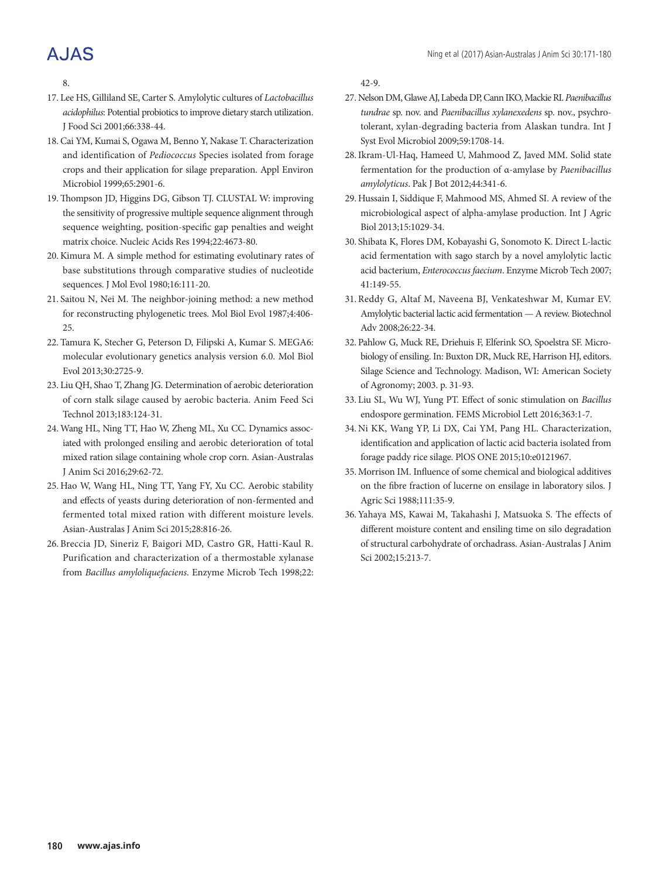8.

17. Lee HS, Gilliland SE, Carter S. Amylolytic cultures of *Lactobacillus acidophilus*: Potential probiotics to improve dietary starch utilization. J Food Sci 2001;66:338-44.
18. Cai YM, Kumai S, Ogawa M, Benno Y, Nakase T. Characterization and identification of *Pediococcus* Species isolated from forage crops and their application for silage preparation. Appl Environ Microbiol 1999;65:2901-6.
19. Thompson JD, Higgins DG, Gibson TJ. CLUSTAL W: improving the sensitivity of progressive multiple sequence alignment through sequence weighting, position-specific gap penalties and weight matrix choice. Nucleic Acids Res 1994;22:4673-80.
20. Kimura M. A simple method for estimating evolutinary rates of base substitutions through comparative studies of nucleotide sequences. J Mol Evol 1980;16:111-20.
21. Saitou N, Nei M. The neighbor-joining method: a new method for reconstructing phylogenetic trees. Mol Biol Evol 1987;4:406-25.
22. Tamura K, Stecher G, Peterson D, Filipski A, Kumar S. MEGA6: molecular evolutionary genetics analysis version 6.0. Mol Biol Evol 2013;30:2725-9.
23. Liu QH, Shao T, Zhang JG. Determination of aerobic deterioration of corn stalk silage caused by aerobic bacteria. Anim Feed Sci Technol 2013;183:124-31.
24. Wang HL, Ning TT, Hao W, Zheng ML, Xu CC. Dynamics associated with prolonged ensiling and aerobic deterioration of total mixed ration silage containing whole crop corn. Asian-Australas J Anim Sci 2016;29:62-72.
25. Hao W, Wang HL, Ning TT, Yang FY, Xu CC. Aerobic stability and effects of yeasts during deterioration of non-fermented and fermented total mixed ration with different moisture levels. Asian-Australas J Anim Sci 2015;28:816-26.
26. Breccia JD, Sineriz F, Baigori MD, Castro GR, Hatti-Kaul R. Purification and characterization of a thermostable xylanase from *Bacillus amyloliquefaciens*. Enzyme Microb Tech 1998;22:42-9.
27. Nelson DM, Glawe AJ, Labeda DP, Cann IKO, Mackie RI. *Paenibacillus tundrae* sp. nov. and *Paenibacillus xylanexedens* sp. nov., psychrotolerant, xylan-degrading bacteria from Alaskan tundra. Int J Syst Evol Microbiol 2009;59:1708-14.
28. Ikram-Ul-Haq, Hameed U, Mahmood Z, Javed MM. Solid state fermentation for the production of α-amylase by *Paenibacillus amylolyticus*. Pak J Bot 2012;44:341-6.
29. Hussain I, Siddique F, Mahmood MS, Ahmed SI. A review of the microbiological aspect of alpha-amylase production. Int J Agric Biol 2013;15:1029-34.
30. Shibata K, Flores DM, Kobayashi G, Sonomoto K. Direct L-lactic acid fermentation with sago starch by a novel amylolytic lactic acid bacterium, *Enterococcus faecium*. Enzyme Microb Tech 2007;41:149-55.
31. Reddy G, Altaf M, Naveena BJ, Venkateshwar M, Kumar EV. Amylolytic bacterial lactic acid fermentation — A review. Biotechnol Adv 2008;26:22-34.
32. Pahlow G, Muck RE, Driehuis F, Elferink SO, Spoelstra SF. Microbiology of ensiling. In: Buxton DR, Muck RE, Harrison HJ, editors. Silage Science and Technology. Madison, WI: American Society of Agronomy; 2003. p. 31-93.
33. Liu SL, Wu WJ, Yung PT. Effect of sonic stimulation on *Bacillus* endospore germination. FEMS Microbiol Lett 2016;363:1-7.
34. Ni KK, Wang YP, Li DX, Cai YM, Pang HL. Characterization, identification and application of lactic acid bacteria isolated from forage paddy rice silage. PlOS ONE 2015;10:e0121967.
35. Morrison IM. Influence of some chemical and biological additives on the fibre fraction of lucerne on ensilage in laboratory silos. J Agric Sci 1988;111:35-9.
36. Yahaya MS, Kawai M, Takahashi J, Matsuoka S. The effects of different moisture content and ensiling time on silo degradation of structural carbohydrate of orchadrass. Asian-Australas J Anim Sci 2002;15:213-7.